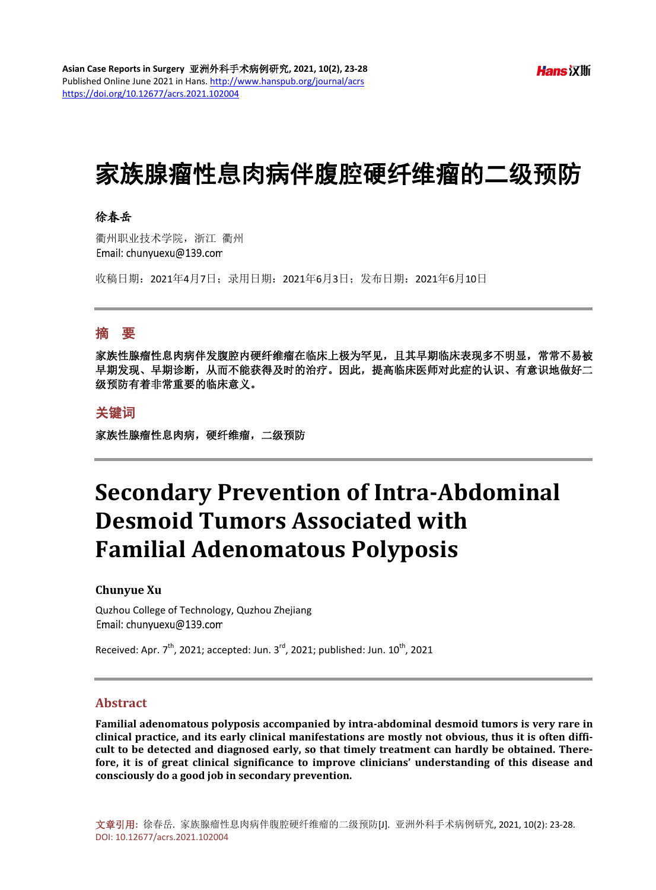# 家族腺瘤性息肉病伴腹腔硬纤维瘤的二级预防

**徐春岳**

衢州职业技术学院，浙江 衢州
Email: chunyuexu@139.com

收稿日期：2021年4月7日；录用日期：2021年6月3日；发布日期：2021年6月10日

---

## 摘 要

**家族性腺瘤性息肉病伴发腹腔内硬纤维瘤在临床上极为罕见，且其早期临床表现多不明显，常常不易被早期发现、早期诊断，从而不能获得及时的治疗。因此，提高临床医师对此症的认识、有意识地做好二级预防有着非常重要的临床意义。**

## 关键词

**家族性腺瘤性息肉病，硬纤维瘤，二级预防**

---

# Secondary Prevention of Intra-Abdominal Desmoid Tumors Associated with Familial Adenomatous Polyposis

**Chunyue Xu**

Quzhou College of Technology, Quzhou Zhejiang
Email: chunyuexu@139.com

Received: Apr. 7th, 2021; accepted: Jun. 3rd, 2021; published: Jun. 10th, 2021

---

## Abstract

**Familial adenomatous polyposis accompanied by intra-abdominal desmoid tumors is very rare in clinical practice, and its early clinical manifestations are mostly not obvious, thus it is often difficult to be detected and diagnosed early, so that timely treatment can hardly be obtained. Therefore, it is of great clinical significance to improve clinicians' understanding of this disease and consciously do a good job in secondary prevention.**

文章引用: 徐春岳. 家族腺瘤性息肉病伴腹腔硬纤维瘤的二级预防[J]. 亚洲外科手术病例研究, 2021, 10(2): 23-28. DOI: 10.12677/acrs.2021.102004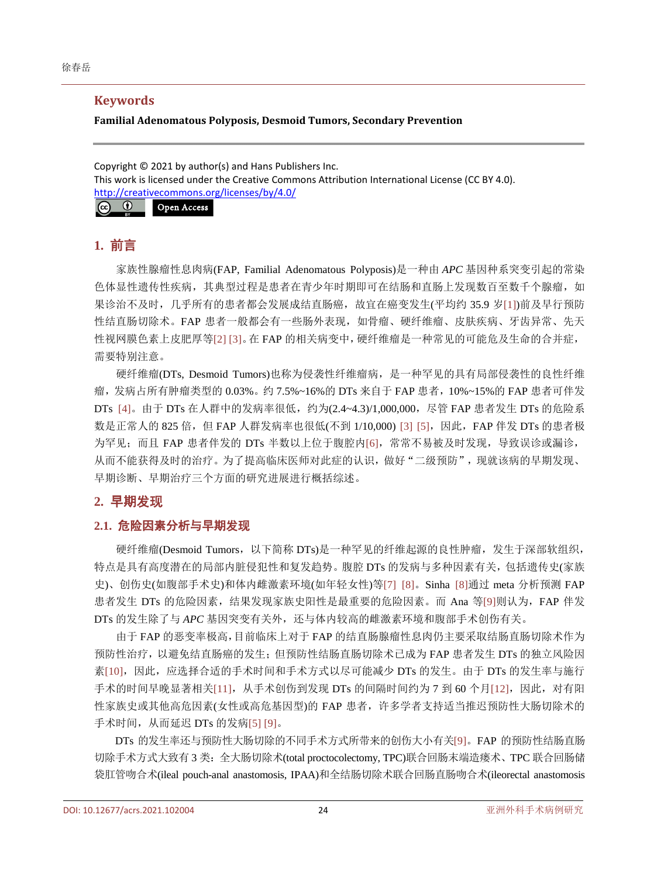## Keywords

**Familial Adenomatous Polyposis, Desmoid Tumors, Secondary Prevention**

Copyright © 2021 by author(s) and Hans Publishers Inc.
This work is licensed under the Creative Commons Attribution International License (CC BY 4.0).
http://creativecommons.org/licenses/by/4.0/

Open Access

## 1. 前言

家族性腺瘤性息肉病(FAP, Familial Adenomatous Polyposis)是一种由 *APC* 基因种系突变引起的常染色体显性遗传性疾病，其典型过程是患者在青少年时期即可在结肠和直肠上发现数百至数千个腺瘤，如果诊治不及时，几乎所有的患者都会发展成结直肠癌，故宜在癌变发生(平均约 35.9 岁[1])前及早行预防性结直肠切除术。FAP 患者一般都会有一些肠外表现，如骨瘤、硬纤维瘤、皮肤疾病、牙齿异常、先天性视网膜色素上皮肥厚等[2] [3]。在 FAP 的相关病变中，硬纤维瘤是一种常见的可能危及生命的合并症，需要特别注意。

硬纤维瘤(DTs, Desmoid Tumors)也称为侵袭性纤维瘤病，是一种罕见的具有局部侵袭性的良性纤维瘤，发病占所有肿瘤类型的 0.03%。约 7.5%~16%的 DTs 来自于 FAP 患者，10%~15%的 FAP 患者可伴发 DTs [4]。由于 DTs 在人群中的发病率很低，约为(2.4~4.3)/1,000,000，尽管 FAP 患者发生 DTs 的危险系数是正常人的 825 倍，但 FAP 人群发病率也很低(不到 1/10,000) [3] [5]，因此，FAP 伴发 DTs 的患者极为罕见；而且 FAP 患者伴发的 DTs 半数以上位于腹腔内[6]，常常不易被及时发现，导致误诊或漏诊，从而不能获得及时的治疗。为了提高临床医师对此症的认识，做好“二级预防”，现就该病的早期发现、早期诊断、早期治疗三个方面的研究进展进行概括综述。

## 2. 早期发现

### 2.1. 危险因素分析与早期发现

硬纤维瘤(Desmoid Tumors，以下简称 DTs)是一种罕见的纤维起源的良性肿瘤，发生于深部软组织，特点是具有高度潜在的局部内脏侵犯性和复发趋势。腹腔 DTs 的发病与多种因素有关，包括遗传史(家族史)、创伤史(如腹部手术史)和体内雌激素环境(如年轻女性)等[7] [8]。Sinha [8]通过 meta 分析预测 FAP 患者发生 DTs 的危险因素，结果发现家族史阳性是最重要的危险因素。而 Ana 等[9]则认为，FAP 伴发 DTs 的发生除了与 *APC* 基因突变有关外，还与体内较高的雌激素环境和腹部手术创伤有关。

由于 FAP 的恶变率极高，目前临床上对于 FAP 的结直肠腺瘤性息肉仍主要采取结肠直肠切除术作为预防性治疗，以避免结直肠癌的发生；但预防性结肠直肠切除术已成为 FAP 患者发生 DTs 的独立风险因素[10]，因此，应选择合适的手术时间和手术方式以尽可能减少 DTs 的发生。由于 DTs 的发生率与施行手术的时间早晚显著相关[11]，从手术创伤到发现 DTs 的间隔时间约为 7 到 60 个月[12]，因此，对有阳性家族史或其他高危因素(女性或高危基因型)的 FAP 患者，许多学者支持适当推迟预防性大肠切除术的手术时间，从而延迟 DTs 的发病[5] [9]。

DTs 的发生率还与预防性大肠切除的不同手术方式所带来的创伤大小有关[9]。FAP 的预防性结肠直肠切除手术方式大致有 3 类：全大肠切除术(total proctocolectomy, TPC)联合回肠末端造瘘术、TPC 联合回肠储袋肛管吻合术(ileal pouch-anal anastomosis, IPAA)和全结肠切除术联合回肠直肠吻合术(ileorectal anastomosis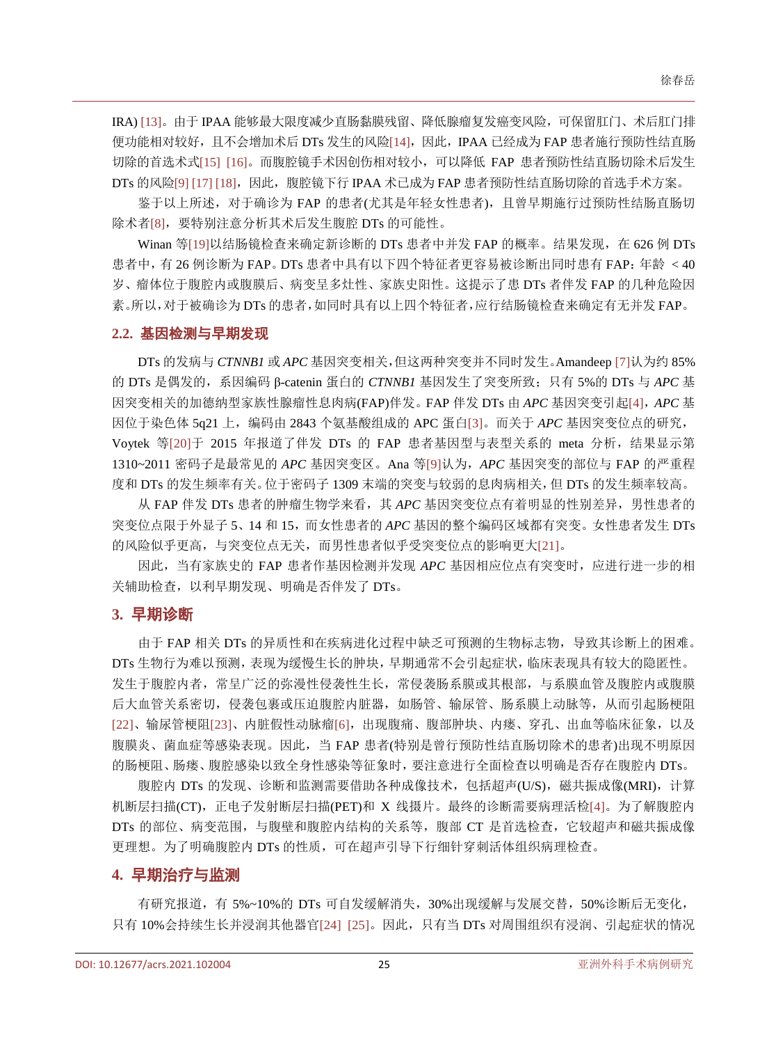IRA) [13]。由于 IPAA 能够最大限度减少直肠黏膜残留、降低腺瘤复发癌变风险，可保留肛门、术后肛门排便功能相对较好，且不会增加术后 DTs 发生的风险[14]，因此，IPAA 已经成为 FAP 患者施行预防性结直肠切除的首选术式[15] [16]。而腹腔镜手术因创伤相对较小，可以降低 FAP 患者预防性结直肠切除术后发生 DTs 的风险[9] [17] [18]，因此，腹腔镜下行 IPAA 术已成为 FAP 患者预防性结直肠切除的首选手术方案。

鉴于以上所述，对于确诊为 FAP 的患者(尤其是年轻女性患者)，且曾早期施行过预防性结肠直肠切除术者[8]，要特别注意分析其术后发生腹腔 DTs 的可能性。

Winan 等[19]以结肠镜检查来确定新诊断的 DTs 患者中并发 FAP 的概率。结果发现，在 626 例 DTs 患者中，有 26 例诊断为 FAP。DTs 患者中具有以下四个特征者更容易被诊断出同时患有 FAP：年龄 < 40 岁、瘤体位于腹腔内或腹膜后、病变呈多灶性、家族史阳性。这提示了患 DTs 者伴发 FAP 的几种危险因素。所以，对于被确诊为 DTs 的患者，如同时具有以上四个特征者，应行结肠镜检查来确定有无并发 FAP。

### 2.2. 基因检测与早期发现

DTs 的发病与 *CTNNB1* 或 *APC* 基因突变相关，但这两种突变并不同时发生。Amandeep [7]认为约 85%的 DTs 是偶发的，系因编码 β-catenin 蛋白的 *CTNNB1* 基因发生了突变所致；只有 5%的 DTs 与 *APC* 基因突变相关的加德纳型家族性腺瘤性息肉病(FAP)伴发。FAP 伴发 DTs 由 *APC* 基因突变引起[4]，*APC* 基因位于染色体 5q21 上，编码由 2843 个氨基酸组成的 APC 蛋白[3]。而关于 *APC* 基因突变位点的研究，Voytek 等[20]于 2015 年报道了伴发 DTs 的 FAP 患者基因型与表型关系的 meta 分析，结果显示第 1310~2011 密码子是最常见的 *APC* 基因突变区。Ana 等[9]认为，*APC* 基因突变的部位与 FAP 的严重程度和 DTs 的发生频率有关。位于密码子 1309 末端的突变与较弱的息肉病相关，但 DTs 的发生频率较高。

从 FAP 伴发 DTs 患者的肿瘤生物学来看，其 *APC* 基因突变位点有着明显的性别差异，男性患者的突变位点限于外显子 5、14 和 15，而女性患者的 *APC* 基因的整个编码区域都有突变。女性患者发生 DTs 的风险似乎更高，与突变位点无关，而男性患者似乎受突变位点的影响更大[21]。

因此，当有家族史的 FAP 患者作基因检测并发现 *APC* 基因相应位点有突变时，应进行进一步的相关辅助检查，以利早期发现、明确是否伴发了 DTs。

## 3. 早期诊断

由于 FAP 相关 DTs 的异质性和在疾病进化过程中缺乏可预测的生物标志物，导致其诊断上的困难。DTs 生物行为难以预测，表现为缓慢生长的肿块，早期通常不会引起症状，临床表现具有较大的隐匿性。发生于腹腔内者，常呈广泛的弥漫性侵袭性生长，常侵袭肠系膜或其根部，与系膜血管及腹腔内或腹膜后大血管关系密切，侵袭包裹或压迫腹腔内脏器，如肠管、输尿管、肠系膜上动脉等，从而引起肠梗阻[22]、输尿管梗阻[23]、内脏假性动脉瘤[6]，出现腹痛、腹部肿块、内瘘、穿孔、出血等临床征象，以及腹膜炎、菌血症等感染表现。因此，当 FAP 患者(特别是曾行预防性结直肠切除术的患者)出现不明原因的肠梗阻、肠瘘、腹腔感染以致全身性感染等征象时，要注意进行全面检查以明确是否存在腹腔内 DTs。

腹腔内 DTs 的发现、诊断和监测需要借助各种成像技术，包括超声(U/S)，磁共振成像(MRI)，计算机断层扫描(CT)，正电子发射断层扫描(PET)和 X 线摄片。最终的诊断需要病理活检[4]。为了解腹腔内 DTs 的部位、病变范围，与腹壁和腹腔内结构的关系等，腹部 CT 是首选检查，它较超声和磁共振成像更理想。为了明确腹腔内 DTs 的性质，可在超声引导下行细针穿刺活体组织病理检查。

## 4. 早期治疗与监测

有研究报道，有 5%~10%的 DTs 可自发缓解消失，30%出现缓解与发展交替，50%诊断后无变化，只有 10%会持续生长并浸润其他器官[24] [25]。因此，只有当 DTs 对周围组织有浸润、引起症状的情况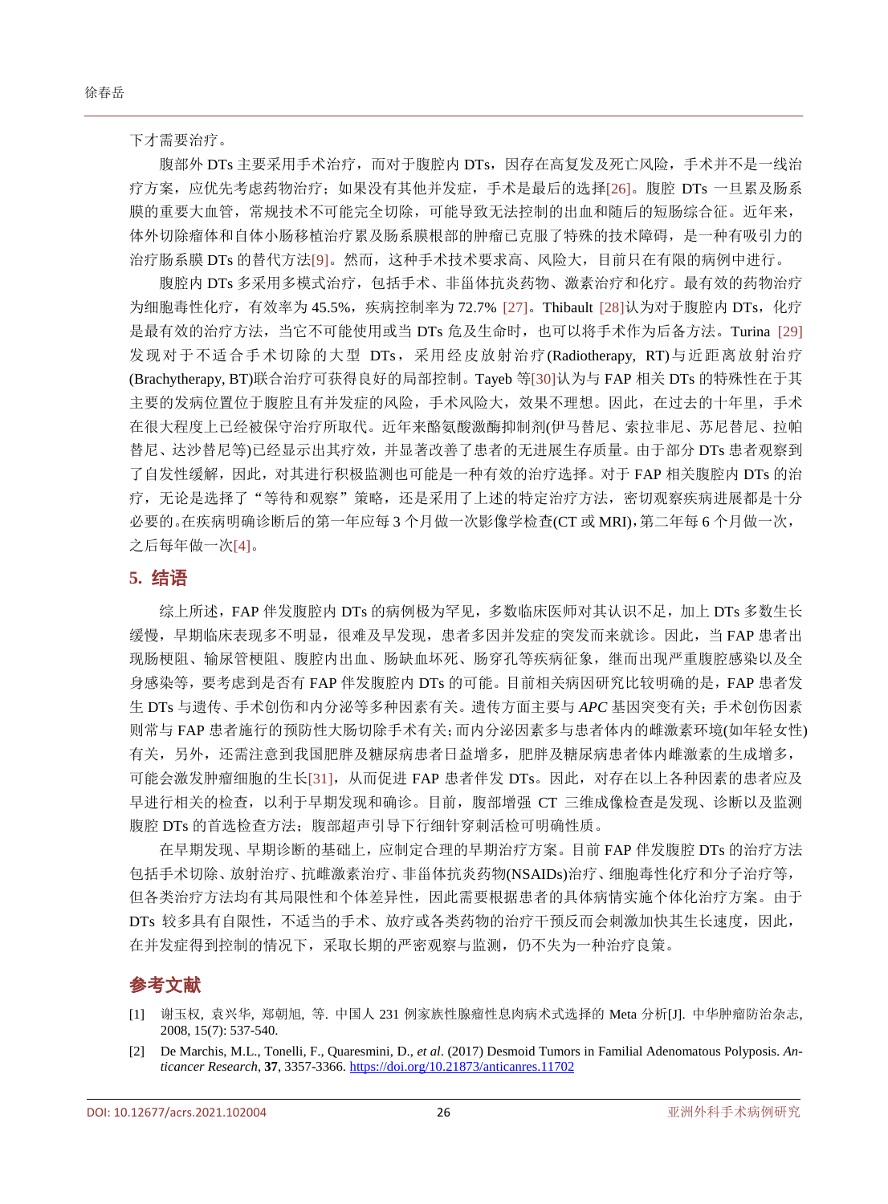下才需要治疗。

腹部外 DTs 主要采用手术治疗，而对于腹腔内 DTs，因存在高复发及死亡风险，手术并不是一线治疗方案，应优先考虑药物治疗；如果没有其他并发症，手术是最后的选择[26]。腹腔 DTs 一旦累及肠系膜的重要大血管，常规技术不可能完全切除，可能导致无法控制的出血和随后的短肠综合征。近年来，体外切除瘤体和自体小肠移植治疗累及肠系膜根部的肿瘤已克服了特殊的技术障碍，是一种有吸引力的治疗肠系膜 DTs 的替代方法[9]。然而，这种手术技术要求高、风险大，目前只在有限的病例中进行。

腹腔内 DTs 多采用多模式治疗，包括手术、非甾体抗炎药物、激素治疗和化疗。最有效的药物治疗为细胞毒性化疗，有效率为 45.5%，疾病控制率为 72.7% [27]。Thibault [28]认为对于腹腔内 DTs，化疗是最有效的治疗方法，当它不可能使用或当 DTs 危及生命时，也可以将手术作为后备方法。Turina [29]发现对于不适合手术切除的大型 DTs，采用经皮放射治疗(Radiotherapy, RT)与近距离放射治疗(Brachytherapy, BT)联合治疗可获得良好的局部控制。Tayeb 等[30]认为与 FAP 相关 DTs 的特殊性在于其主要的发病位置位于腹腔且有并发症的风险，手术风险大，效果不理想。因此，在过去的十年里，手术在很大程度上已经被保守治疗所取代。近年来酪氨酸激酶抑制剂(伊马替尼、索拉非尼、苏尼替尼、拉帕替尼、达沙替尼等)已经显示出其疗效，并显著改善了患者的无进展生存质量。由于部分 DTs 患者观察到了自发性缓解，因此，对其进行积极监测也可能是一种有效的治疗选择。对于 FAP 相关腹腔内 DTs 的治疗，无论是选择了“等待和观察”策略，还是采用了上述的特定治疗方法，密切观察疾病进展都是十分必要的。在疾病明确诊断后的第一年应每 3 个月做一次影像学检查(CT 或 MRI)，第二年每 6 个月做一次，之后每年做一次[4]。

## 5. 结语

综上所述，FAP 伴发腹腔内 DTs 的病例极为罕见，多数临床医师对其认识不足，加上 DTs 多数生长缓慢，早期临床表现多不明显，很难及早发现，患者多因并发症的突发而来就诊。因此，当 FAP 患者出现肠梗阻、输尿管梗阻、腹腔内出血、肠缺血坏死、肠穿孔等疾病征象，继而出现严重腹腔感染以及全身感染等，要考虑到是否有 FAP 伴发腹腔内 DTs 的可能。目前相关病因研究比较明确的是，FAP 患者发生 DTs 与遗传、手术创伤和内分泌等多种因素有关。遗传方面主要与 *APC* 基因突变有关；手术创伤因素则常与 FAP 患者施行的预防性大肠切除手术有关；而内分泌因素多与患者体内的雌激素环境(如年轻女性)有关，另外，还需注意到我国肥胖及糖尿病患者日益增多，肥胖及糖尿病患者体内雌激素的生成增多，可能会激发肿瘤细胞的生长[31]，从而促进 FAP 患者伴发 DTs。因此，对存在以上各种因素的患者应及早进行相关的检查，以利于早期发现和确诊。目前，腹部增强 CT 三维成像检查是发现、诊断以及监测腹腔 DTs 的首选检查方法；腹部超声引导下行细针穿刺活检可明确性质。

在早期发现、早期诊断的基础上，应制定合理的早期治疗方案。目前 FAP 伴发腹腔 DTs 的治疗方法包括手术切除、放射治疗、抗雌激素治疗、非甾体抗炎药物(NSAIDs)治疗、细胞毒性化疗和分子治疗等，但各类治疗方法均有其局限性和个体差异性，因此需要根据患者的具体病情实施个体化治疗方案。由于 DTs 较多具有自限性，不适当的手术、放疗或各类药物的治疗干预反而会刺激加快其生长速度，因此，在并发症得到控制的情况下，采取长期的严密观察与监测，仍不失为一种治疗良策。

## 参考文献

[1] 谢玉权, 袁兴华, 郑朝旭, 等. 中国人 231 例家族性腺瘤性息肉病术式选择的 Meta 分析[J]. 中华肿瘤防治杂志, 2008, 15(7): 537-540.

[2] De Marchis, M.L., Tonelli, F., Quaresmini, D., *et al*. (2017) Desmoid Tumors in Familial Adenomatous Polyposis. *Anticancer Research*, **37**, 3357-3366. https://doi.org/10.21873/anticanres.11702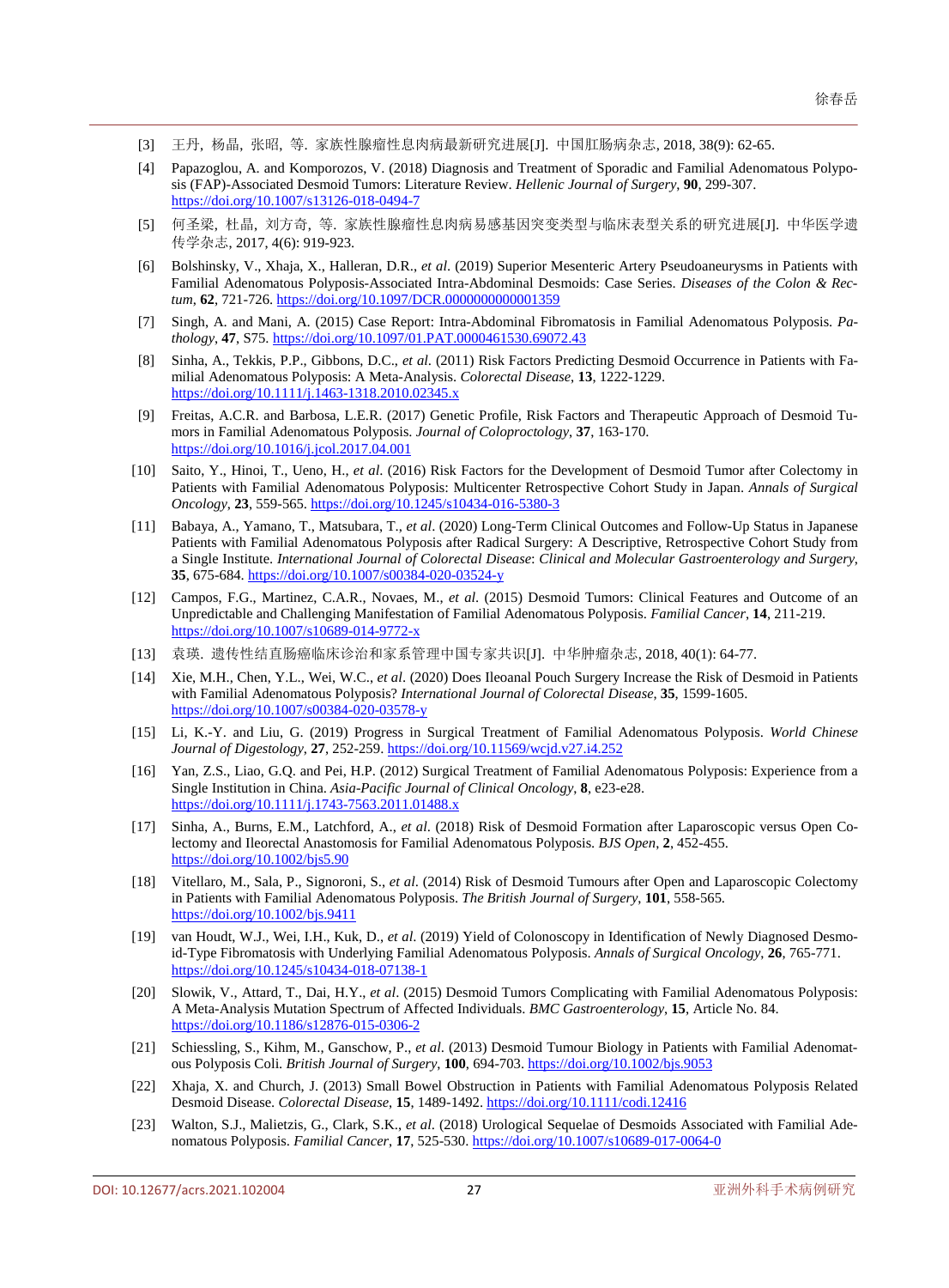[3] 王丹, 杨晶, 张昭, 等. 家族性腺瘤性息肉病最新研究进展[J]. 中国肛肠病杂志, 2018, 38(9): 62-65.

[4] Papazoglou, A. and Komporozos, V. (2018) Diagnosis and Treatment of Sporadic and Familial Adenomatous Polyposis (FAP)-Associated Desmoid Tumors: Literature Review. *Hellenic Journal of Surgery*, **90**, 299-307. https://doi.org/10.1007/s13126-018-0494-7

[5] 何圣梁, 杜晶, 刘方奇, 等. 家族性腺瘤性息肉病易感基因突变类型与临床表型关系的研究进展[J]. 中华医学遗传学杂志, 2017, 4(6): 919-923.

[6] Bolshinsky, V., Xhaja, X., Halleran, D.R., *et al*. (2019) Superior Mesenteric Artery Pseudoaneurysms in Patients with Familial Adenomatous Polyposis-Associated Intra-Abdominal Desmoids: Case Series. *Diseases of the Colon & Rectum*, **62**, 721-726. https://doi.org/10.1097/DCR.0000000000001359

[7] Singh, A. and Mani, A. (2015) Case Report: Intra-Abdominal Fibromatosis in Familial Adenomatous Polyposis. *Pathology*, **47**, S75. https://doi.org/10.1097/01.PAT.0000461530.69072.43

[8] Sinha, A., Tekkis, P.P., Gibbons, D.C., *et al*. (2011) Risk Factors Predicting Desmoid Occurrence in Patients with Familial Adenomatous Polyposis: A Meta-Analysis. *Colorectal Disease*, **13**, 1222-1229. https://doi.org/10.1111/j.1463-1318.2010.02345.x

[9] Freitas, A.C.R. and Barbosa, L.E.R. (2017) Genetic Profile, Risk Factors and Therapeutic Approach of Desmoid Tumors in Familial Adenomatous Polyposis. *Journal of Coloproctology*, **37**, 163-170. https://doi.org/10.1016/j.jcol.2017.04.001

[10] Saito, Y., Hinoi, T., Ueno, H., *et al*. (2016) Risk Factors for the Development of Desmoid Tumor after Colectomy in Patients with Familial Adenomatous Polyposis: Multicenter Retrospective Cohort Study in Japan. *Annals of Surgical Oncology*, **23**, 559-565. https://doi.org/10.1245/s10434-016-5380-3

[11] Babaya, A., Yamano, T., Matsubara, T., *et al*. (2020) Long-Term Clinical Outcomes and Follow-Up Status in Japanese Patients with Familial Adenomatous Polyposis after Radical Surgery: A Descriptive, Retrospective Cohort Study from a Single Institute. *International Journal of Colorectal Disease*: *Clinical and Molecular Gastroenterology and Surgery*, **35**, 675-684. https://doi.org/10.1007/s00384-020-03524-y

[12] Campos, F.G., Martinez, C.A.R., Novaes, M., *et al*. (2015) Desmoid Tumors: Clinical Features and Outcome of an Unpredictable and Challenging Manifestation of Familial Adenomatous Polyposis. *Familial Cancer*, **14**, 211-219. https://doi.org/10.1007/s10689-014-9772-x

[13] 袁瑛. 遗传性结直肠癌临床诊治和家系管理中国专家共识[J]. 中华肿瘤杂志, 2018, 40(1): 64-77.

[14] Xie, M.H., Chen, Y.L., Wei, W.C., *et al*. (2020) Does Ileoanal Pouch Surgery Increase the Risk of Desmoid in Patients with Familial Adenomatous Polyposis? *International Journal of Colorectal Disease*, **35**, 1599-1605. https://doi.org/10.1007/s00384-020-03578-y

[15] Li, K.-Y. and Liu, G. (2019) Progress in Surgical Treatment of Familial Adenomatous Polyposis. *World Chinese Journal of Digestology*, **27**, 252-259. https://doi.org/10.11569/wcjd.v27.i4.252

[16] Yan, Z.S., Liao, G.Q. and Pei, H.P. (2012) Surgical Treatment of Familial Adenomatous Polyposis: Experience from a Single Institution in China. *Asia-Pacific Journal of Clinical Oncology*, **8**, e23-e28. https://doi.org/10.1111/j.1743-7563.2011.01488.x

[17] Sinha, A., Burns, E.M., Latchford, A., *et al*. (2018) Risk of Desmoid Formation after Laparoscopic versus Open Colectomy and Ileorectal Anastomosis for Familial Adenomatous Polyposis. *BJS Open*, **2**, 452-455. https://doi.org/10.1002/bjs5.90

[18] Vitellaro, M., Sala, P., Signoroni, S., *et al*. (2014) Risk of Desmoid Tumours after Open and Laparoscopic Colectomy in Patients with Familial Adenomatous Polyposis. *The British Journal of Surgery*, **101**, 558-565. https://doi.org/10.1002/bjs.9411

[19] van Houdt, W.J., Wei, I.H., Kuk, D., *et al*. (2019) Yield of Colonoscopy in Identification of Newly Diagnosed Desmoid-Type Fibromatosis with Underlying Familial Adenomatous Polyposis. *Annals of Surgical Oncology*, **26**, 765-771. https://doi.org/10.1245/s10434-018-07138-1

[20] Slowik, V., Attard, T., Dai, H.Y., *et al*. (2015) Desmoid Tumors Complicating with Familial Adenomatous Polyposis: A Meta-Analysis Mutation Spectrum of Affected Individuals. *BMC Gastroenterology*, **15**, Article No. 84. https://doi.org/10.1186/s12876-015-0306-2

[21] Schiessling, S., Kihm, M., Ganschow, P., *et al*. (2013) Desmoid Tumour Biology in Patients with Familial Adenomatous Polyposis Coli. *British Journal of Surgery*, **100**, 694-703. https://doi.org/10.1002/bjs.9053

[22] Xhaja, X. and Church, J. (2013) Small Bowel Obstruction in Patients with Familial Adenomatous Polyposis Related Desmoid Disease. *Colorectal Disease*, **15**, 1489-1492. https://doi.org/10.1111/codi.12416

[23] Walton, S.J., Malietzis, G., Clark, S.K., *et al*. (2018) Urological Sequelae of Desmoids Associated with Familial Adenomatous Polyposis. *Familial Cancer*, **17**, 525-530. https://doi.org/10.1007/s10689-017-0064-0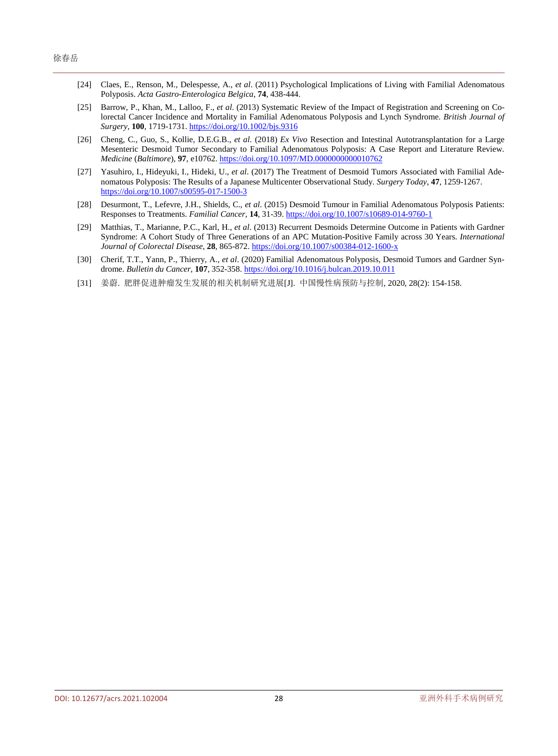[24] Claes, E., Renson, M., Delespesse, A., *et al*. (2011) Psychological Implications of Living with Familial Adenomatous Polyposis. *Acta Gastro-Enterologica Belgica*, **74**, 438-444.

[25] Barrow, P., Khan, M., Lalloo, F., *et al*. (2013) Systematic Review of the Impact of Registration and Screening on Colorectal Cancer Incidence and Mortality in Familial Adenomatous Polyposis and Lynch Syndrome. *British Journal of Surgery*, **100**, 1719-1731. https://doi.org/10.1002/bjs.9316

[26] Cheng, C., Guo, S., Kollie, D.E.G.B., *et al*. (2018) *Ex Vivo* Resection and Intestinal Autotransplantation for a Large Mesenteric Desmoid Tumor Secondary to Familial Adenomatous Polyposis: A Case Report and Literature Review. *Medicine* (*Baltimore*), **97**, e10762. https://doi.org/10.1097/MD.0000000000010762

[27] Yasuhiro, I., Hideyuki, I., Hideki, U., *et al*. (2017) The Treatment of Desmoid Tumors Associated with Familial Adenomatous Polyposis: The Results of a Japanese Multicenter Observational Study. *Surgery Today*, **47**, 1259-1267. https://doi.org/10.1007/s00595-017-1500-3

[28] Desurmont, T., Lefevre, J.H., Shields, C., *et al*. (2015) Desmoid Tumour in Familial Adenomatous Polyposis Patients: Responses to Treatments. *Familial Cancer*, **14**, 31-39. https://doi.org/10.1007/s10689-014-9760-1

[29] Matthias, T., Marianne, P.C., Karl, H., *et al*. (2013) Recurrent Desmoids Determine Outcome in Patients with Gardner Syndrome: A Cohort Study of Three Generations of an APC Mutation-Positive Family across 30 Years. *International Journal of Colorectal Disease*, **28**, 865-872. https://doi.org/10.1007/s00384-012-1600-x

[30] Cherif, T.T., Yann, P., Thierry, A., *et al*. (2020) Familial Adenomatous Polyposis, Desmoid Tumors and Gardner Syndrome. *Bulletin du Cancer*, **107**, 352-358. https://doi.org/10.1016/j.bulcan.2019.10.011

[31] 姜蔚. 肥胖促进肿瘤发生发展的相关机制研究进展[J]. 中国慢性病预防与控制, 2020, 28(2): 154-158.